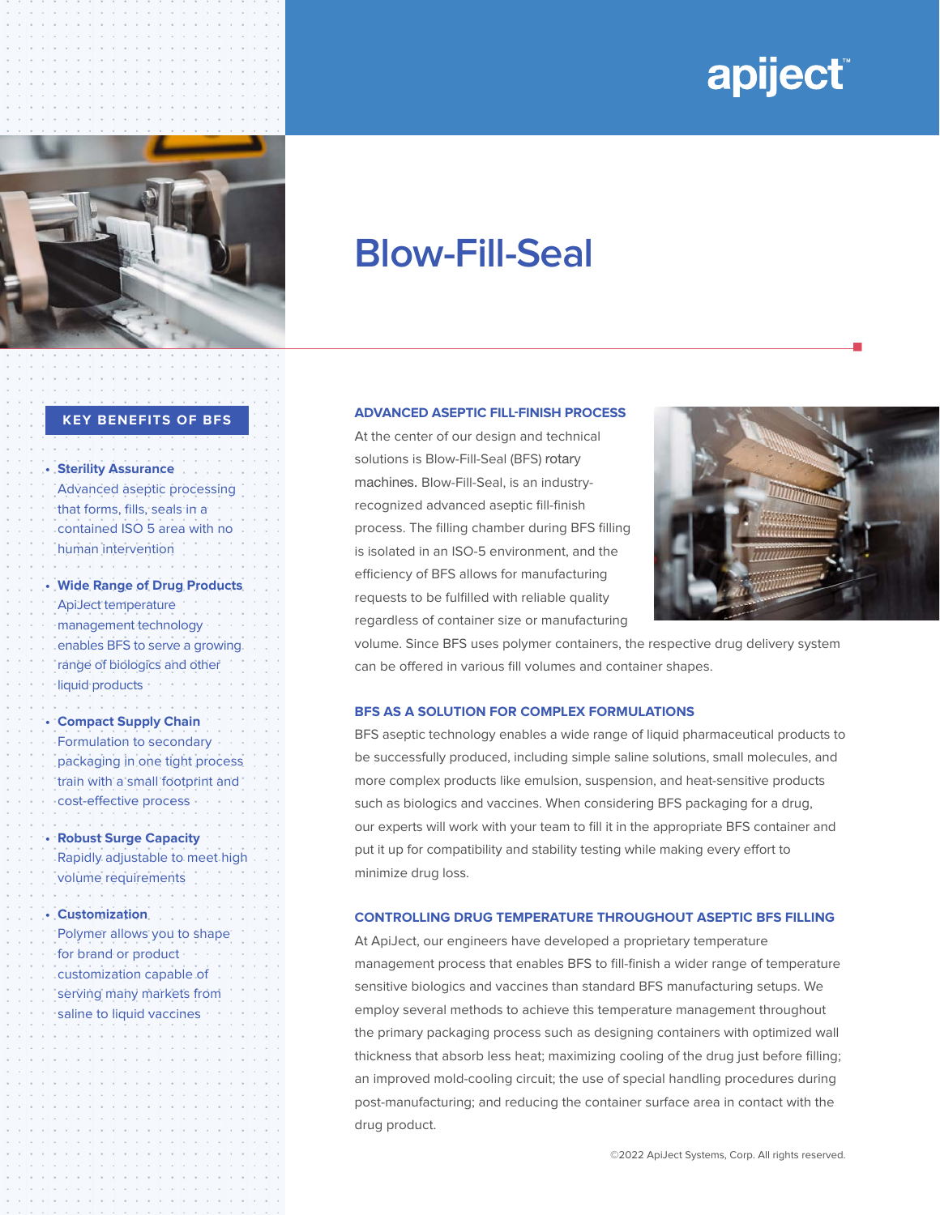apiject™

# Blow-Fill-Seal

## KEY BENEFITS OF BFS

- **Sterility Assurance**
  Advanced aseptic processing that forms, fills, seals in a contained ISO 5 area with no human intervention
- **Wide Range of Drug Products**
  ApiJect temperature management technology enables BFS to serve a growing range of biologics and other liquid products
- **Compact Supply Chain**
  Formulation to secondary packaging in one tight process train with a small footprint and cost-effective process
- **Robust Surge Capacity**
  Rapidly adjustable to meet high volume requirements
- **Customization**
  Polymer allows you to shape for brand or product customization capable of serving many markets from saline to liquid vaccines

### ADVANCED ASEPTIC FILL-FINISH PROCESS

At the center of our design and technical solutions is Blow-Fill-Seal (BFS) rotary machines. Blow-Fill-Seal, is an industry-recognized advanced aseptic fill-finish process. The filling chamber during BFS filling is isolated in an ISO-5 environment, and the efficiency of BFS allows for manufacturing requests to be fulfilled with reliable quality regardless of container size or manufacturing volume. Since BFS uses polymer containers, the respective drug delivery system can be offered in various fill volumes and container shapes.

### BFS AS A SOLUTION FOR COMPLEX FORMULATIONS

BFS aseptic technology enables a wide range of liquid pharmaceutical products to be successfully produced, including simple saline solutions, small molecules, and more complex products like emulsion, suspension, and heat-sensitive products such as biologics and vaccines. When considering BFS packaging for a drug, our experts will work with your team to fill it in the appropriate BFS container and put it up for compatibility and stability testing while making every effort to minimize drug loss.

### CONTROLLING DRUG TEMPERATURE THROUGHOUT ASEPTIC BFS FILLING

At ApiJect, our engineers have developed a proprietary temperature management process that enables BFS to fill-finish a wider range of temperature sensitive biologics and vaccines than standard BFS manufacturing setups. We employ several methods to achieve this temperature management throughout the primary packaging process such as designing containers with optimized wall thickness that absorb less heat; maximizing cooling of the drug just before filling; an improved mold-cooling circuit; the use of special handling procedures during post-manufacturing; and reducing the container surface area in contact with the drug product.

©2022 ApiJect Systems, Corp. All rights reserved.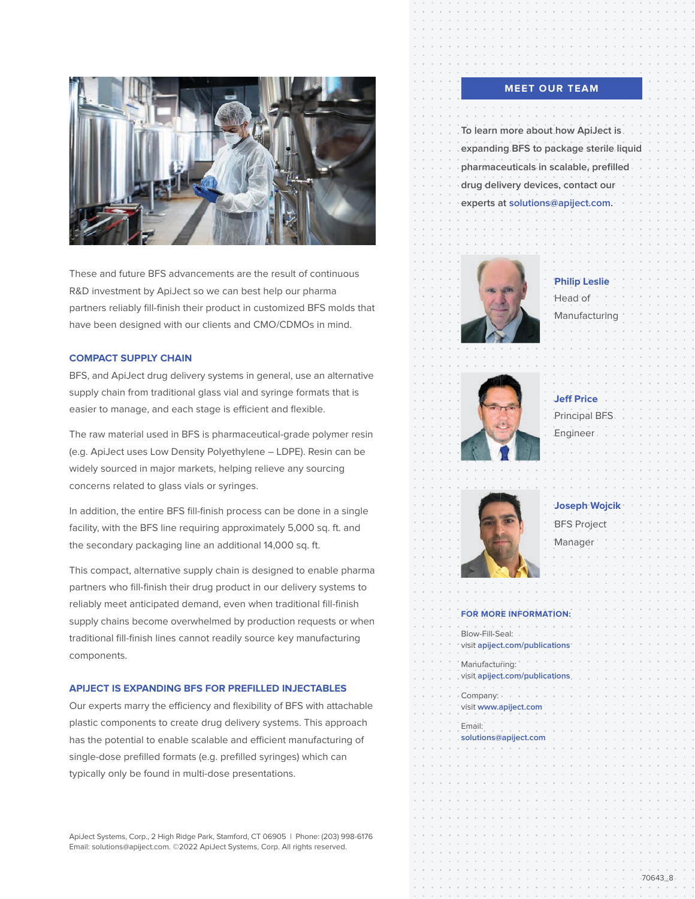These and future BFS advancements are the result of continuous R&D investment by ApiJect so we can best help our pharma partners reliably fill-finish their product in customized BFS molds that have been designed with our clients and CMO/CDMOs in mind.

## COMPACT SUPPLY CHAIN

BFS, and ApiJect drug delivery systems in general, use an alternative supply chain from traditional glass vial and syringe formats that is easier to manage, and each stage is efficient and flexible.

The raw material used in BFS is pharmaceutical-grade polymer resin (e.g. ApiJect uses Low Density Polyethylene – LDPE). Resin can be widely sourced in major markets, helping relieve any sourcing concerns related to glass vials or syringes.

In addition, the entire BFS fill-finish process can be done in a single facility, with the BFS line requiring approximately 5,000 sq. ft. and the secondary packaging line an additional 14,000 sq. ft.

This compact, alternative supply chain is designed to enable pharma partners who fill-finish their drug product in our delivery systems to reliably meet anticipated demand, even when traditional fill-finish supply chains become overwhelmed by production requests or when traditional fill-finish lines cannot readily source key manufacturing components.

## APIJECT IS EXPANDING BFS FOR PREFILLED INJECTABLES

Our experts marry the efficiency and flexibility of BFS with attachable plastic components to create drug delivery systems. This approach has the potential to enable scalable and efficient manufacturing of single-dose prefilled formats (e.g. prefilled syringes) which can typically only be found in multi-dose presentations.

ApiJect Systems, Corp., 2 High Ridge Park, Stamford, CT 06905 | Phone: (203) 998-6176
Email: solutions@apiject.com. ©2022 ApiJect Systems, Corp. All rights reserved.

## MEET OUR TEAM

To learn more about how ApiJect is expanding BFS to package sterile liquid pharmaceuticals in scalable, prefilled drug delivery devices, contact our experts at solutions@apiject.com.

**Philip Leslie**
Head of Manufacturing

**Jeff Price**
Principal BFS Engineer

**Joseph Wojcik**
BFS Project Manager

### FOR MORE INFORMATION:

Blow-Fill-Seal:
visit apiject.com/publications

Manufacturing:
visit apiject.com/publications

Company:
visit www.apiject.com

Email:
solutions@apiject.com

70643_8